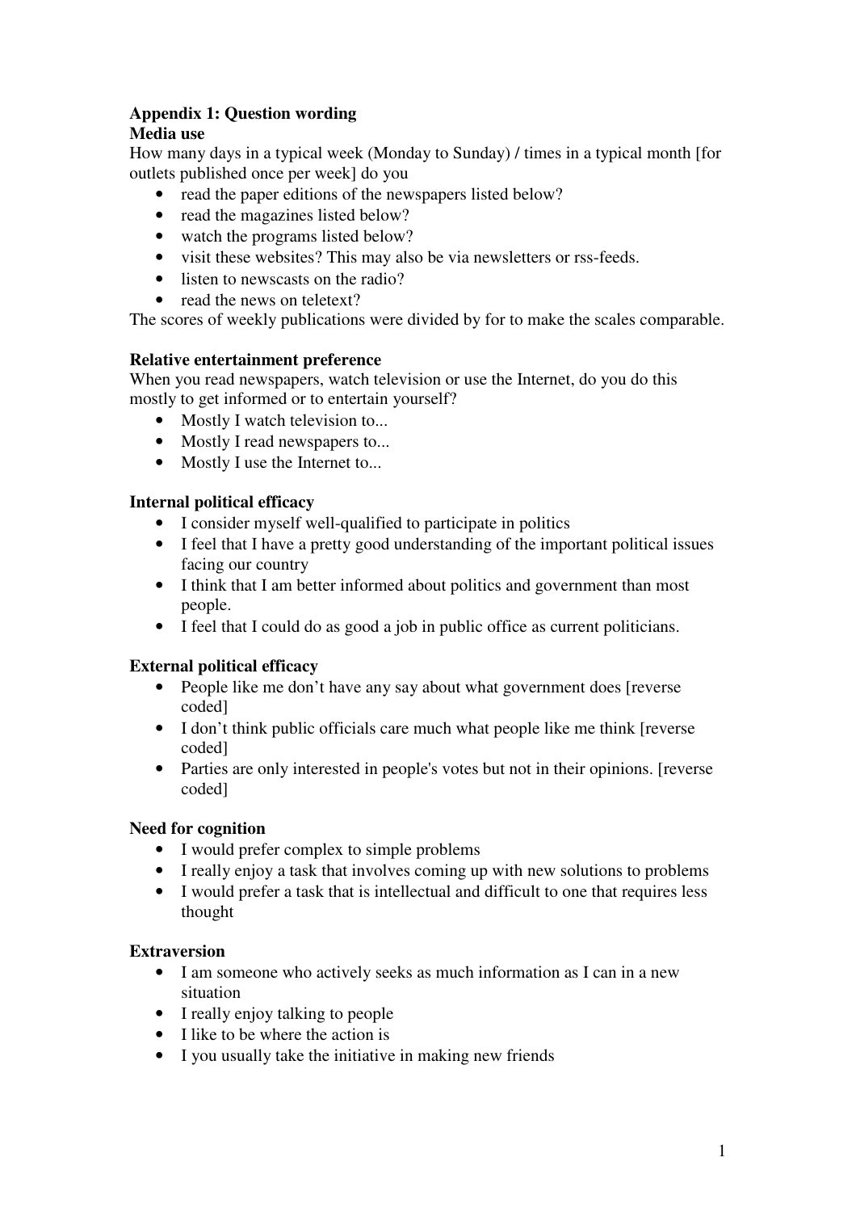## Appendix 1: Question wording

### Media use

How many days in a typical week (Monday to Sunday) / times in a typical month [for outlets published once per week] do you

- read the paper editions of the newspapers listed below?
- read the magazines listed below?
- watch the programs listed below?
- visit these websites? This may also be via newsletters or rss-feeds.
- listen to newscasts on the radio?
- read the news on teletext?

The scores of weekly publications were divided by for to make the scales comparable.

### Relative entertainment preference

When you read newspapers, watch television or use the Internet, do you do this mostly to get informed or to entertain yourself?

- Mostly I watch television to...
- Mostly I read newspapers to...
- Mostly I use the Internet to...

### Internal political efficacy

- I consider myself well-qualified to participate in politics
- I feel that I have a pretty good understanding of the important political issues facing our country
- I think that I am better informed about politics and government than most people.
- I feel that I could do as good a job in public office as current politicians.

### External political efficacy

- People like me don't have any say about what government does [reverse coded]
- I don't think public officials care much what people like me think [reverse coded]
- Parties are only interested in people's votes but not in their opinions. [reverse coded]

### Need for cognition

- I would prefer complex to simple problems
- I really enjoy a task that involves coming up with new solutions to problems
- I would prefer a task that is intellectual and difficult to one that requires less thought

### Extraversion

- I am someone who actively seeks as much information as I can in a new situation
- I really enjoy talking to people
- I like to be where the action is
- I you usually take the initiative in making new friends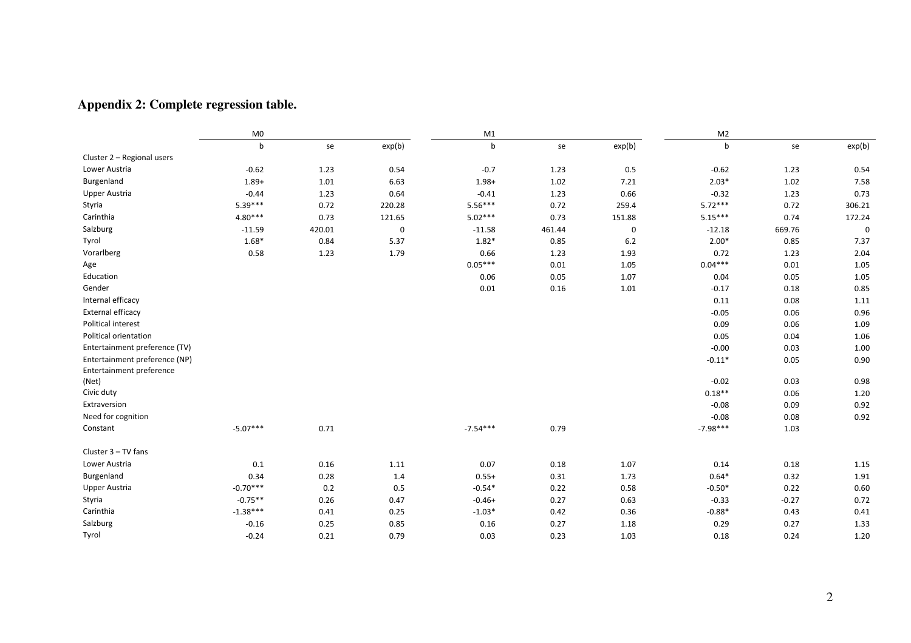## Appendix 2: Complete regression table.

| | M0 | | | M1 | | | M2 | | |
|---|---|---|---|---|---|---|---|---|---|
| | b | se | exp(b) | b | se | exp(b) | b | se | exp(b) |
| Cluster 2 – Regional users | | | | | | | | | |
| Lower Austria | -0.62 | 1.23 | 0.54 | -0.7 | 1.23 | 0.5 | -0.62 | 1.23 | 0.54 |
| Burgenland | 1.89+ | 1.01 | 6.63 | 1.98+ | 1.02 | 7.21 | 2.03* | 1.02 | 7.58 |
| Upper Austria | -0.44 | 1.23 | 0.64 | -0.41 | 1.23 | 0.66 | -0.32 | 1.23 | 0.73 |
| Styria | 5.39*** | 0.72 | 220.28 | 5.56*** | 0.72 | 259.4 | 5.72*** | 0.72 | 306.21 |
| Carinthia | 4.80*** | 0.73 | 121.65 | 5.02*** | 0.73 | 151.88 | 5.15*** | 0.74 | 172.24 |
| Salzburg | -11.59 | 420.01 | 0 | -11.58 | 461.44 | 0 | -12.18 | 669.76 | 0 |
| Tyrol | 1.68* | 0.84 | 5.37 | 1.82* | 0.85 | 6.2 | 2.00* | 0.85 | 7.37 |
| Vorarlberg | 0.58 | 1.23 | 1.79 | 0.66 | 1.23 | 1.93 | 0.72 | 1.23 | 2.04 |
| Age | | | | 0.05*** | 0.01 | 1.05 | 0.04*** | 0.01 | 1.05 |
| Education | | | | 0.06 | 0.05 | 1.07 | 0.04 | 0.05 | 1.05 |
| Gender | | | | 0.01 | 0.16 | 1.01 | -0.17 | 0.18 | 0.85 |
| Internal efficacy | | | | | | | 0.11 | 0.08 | 1.11 |
| External efficacy | | | | | | | -0.05 | 0.06 | 0.96 |
| Political interest | | | | | | | 0.09 | 0.06 | 1.09 |
| Political orientation | | | | | | | 0.05 | 0.04 | 1.06 |
| Entertainment preference (TV) | | | | | | | -0.00 | 0.03 | 1.00 |
| Entertainment preference (NP) | | | | | | | -0.11* | 0.05 | 0.90 |
| Entertainment preference (Net) | | | | | | | -0.02 | 0.03 | 0.98 |
| Civic duty | | | | | | | 0.18** | 0.06 | 1.20 |
| Extraversion | | | | | | | -0.08 | 0.09 | 0.92 |
| Need for cognition | | | | | | | -0.08 | 0.08 | 0.92 |
| Constant | -5.07*** | 0.71 | | -7.54*** | 0.79 | | -7.98*** | 1.03 | |
| Cluster 3 – TV fans | | | | | | | | | |
| Lower Austria | 0.1 | 0.16 | 1.11 | 0.07 | 0.18 | 1.07 | 0.14 | 0.18 | 1.15 |
| Burgenland | 0.34 | 0.28 | 1.4 | 0.55+ | 0.31 | 1.73 | 0.64* | 0.32 | 1.91 |
| Upper Austria | -0.70*** | 0.2 | 0.5 | -0.54* | 0.22 | 0.58 | -0.50* | 0.22 | 0.60 |
| Styria | -0.75** | 0.26 | 0.47 | -0.46+ | 0.27 | 0.63 | -0.33 | -0.27 | 0.72 |
| Carinthia | -1.38*** | 0.41 | 0.25 | -1.03* | 0.42 | 0.36 | -0.88* | 0.43 | 0.41 |
| Salzburg | -0.16 | 0.25 | 0.85 | 0.16 | 0.27 | 1.18 | 0.29 | 0.27 | 1.33 |
| Tyrol | -0.24 | 0.21 | 0.79 | 0.03 | 0.23 | 1.03 | 0.18 | 0.24 | 1.20 |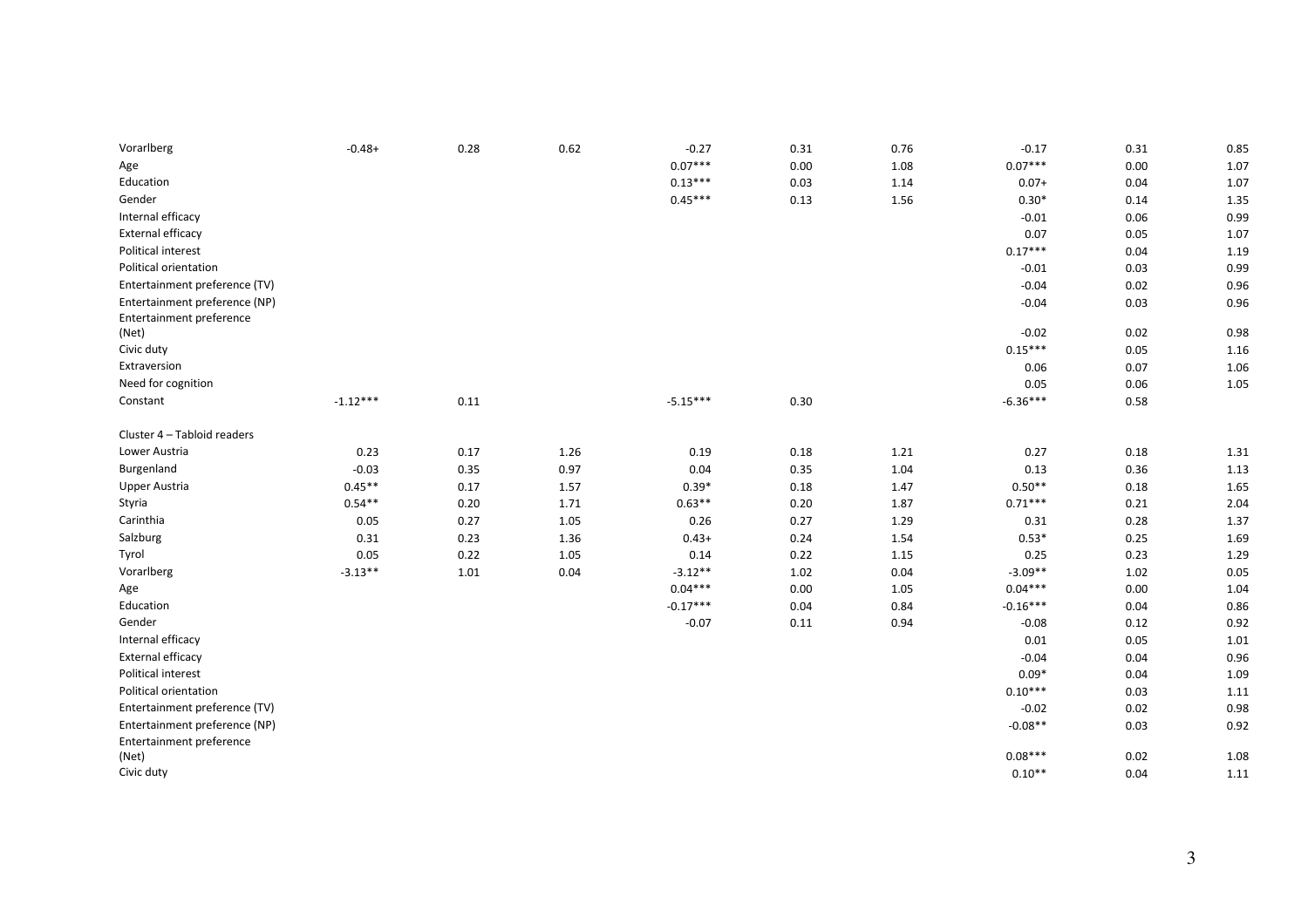| | | | | | | | | | |
|---|---|---|---|---|---|---|---|---|---|
| Vorarlberg | -0.48+ | 0.28 | 0.62 | -0.27 | 0.31 | 0.76 | -0.17 | 0.31 | 0.85 |
| Age | | | | 0.07*** | 0.00 | 1.08 | 0.07*** | 0.00 | 1.07 |
| Education | | | | 0.13*** | 0.03 | 1.14 | 0.07+ | 0.04 | 1.07 |
| Gender | | | | 0.45*** | 0.13 | 1.56 | 0.30* | 0.14 | 1.35 |
| Internal efficacy | | | | | | | -0.01 | 0.06 | 0.99 |
| External efficacy | | | | | | | 0.07 | 0.05 | 1.07 |
| Political interest | | | | | | | 0.17*** | 0.04 | 1.19 |
| Political orientation | | | | | | | -0.01 | 0.03 | 0.99 |
| Entertainment preference (TV) | | | | | | | -0.04 | 0.02 | 0.96 |
| Entertainment preference (NP) | | | | | | | -0.04 | 0.03 | 0.96 |
| Entertainment preference (Net) | | | | | | | -0.02 | 0.02 | 0.98 |
| Civic duty | | | | | | | 0.15*** | 0.05 | 1.16 |
| Extraversion | | | | | | | 0.06 | 0.07 | 1.06 |
| Need for cognition | | | | | | | 0.05 | 0.06 | 1.05 |
| Constant | -1.12*** | 0.11 | | -5.15*** | 0.30 | | -6.36*** | 0.58 | |
| | | | | | | | | | |
| Cluster 4 – Tabloid readers | | | | | | | | | |
| Lower Austria | 0.23 | 0.17 | 1.26 | 0.19 | 0.18 | 1.21 | 0.27 | 0.18 | 1.31 |
| Burgenland | -0.03 | 0.35 | 0.97 | 0.04 | 0.35 | 1.04 | 0.13 | 0.36 | 1.13 |
| Upper Austria | 0.45** | 0.17 | 1.57 | 0.39* | 0.18 | 1.47 | 0.50** | 0.18 | 1.65 |
| Styria | 0.54** | 0.20 | 1.71 | 0.63** | 0.20 | 1.87 | 0.71*** | 0.21 | 2.04 |
| Carinthia | 0.05 | 0.27 | 1.05 | 0.26 | 0.27 | 1.29 | 0.31 | 0.28 | 1.37 |
| Salzburg | 0.31 | 0.23 | 1.36 | 0.43+ | 0.24 | 1.54 | 0.53* | 0.25 | 1.69 |
| Tyrol | 0.05 | 0.22 | 1.05 | 0.14 | 0.22 | 1.15 | 0.25 | 0.23 | 1.29 |
| Vorarlberg | -3.13** | 1.01 | 0.04 | -3.12** | 1.02 | 0.04 | -3.09** | 1.02 | 0.05 |
| Age | | | | 0.04*** | 0.00 | 1.05 | 0.04*** | 0.00 | 1.04 |
| Education | | | | -0.17*** | 0.04 | 0.84 | -0.16*** | 0.04 | 0.86 |
| Gender | | | | -0.07 | 0.11 | 0.94 | -0.08 | 0.12 | 0.92 |
| Internal efficacy | | | | | | | 0.01 | 0.05 | 1.01 |
| External efficacy | | | | | | | -0.04 | 0.04 | 0.96 |
| Political interest | | | | | | | 0.09* | 0.04 | 1.09 |
| Political orientation | | | | | | | 0.10*** | 0.03 | 1.11 |
| Entertainment preference (TV) | | | | | | | -0.02 | 0.02 | 0.98 |
| Entertainment preference (NP) | | | | | | | -0.08** | 0.03 | 0.92 |
| Entertainment preference (Net) | | | | | | | 0.08*** | 0.02 | 1.08 |
| Civic duty | | | | | | | 0.10** | 0.04 | 1.11 |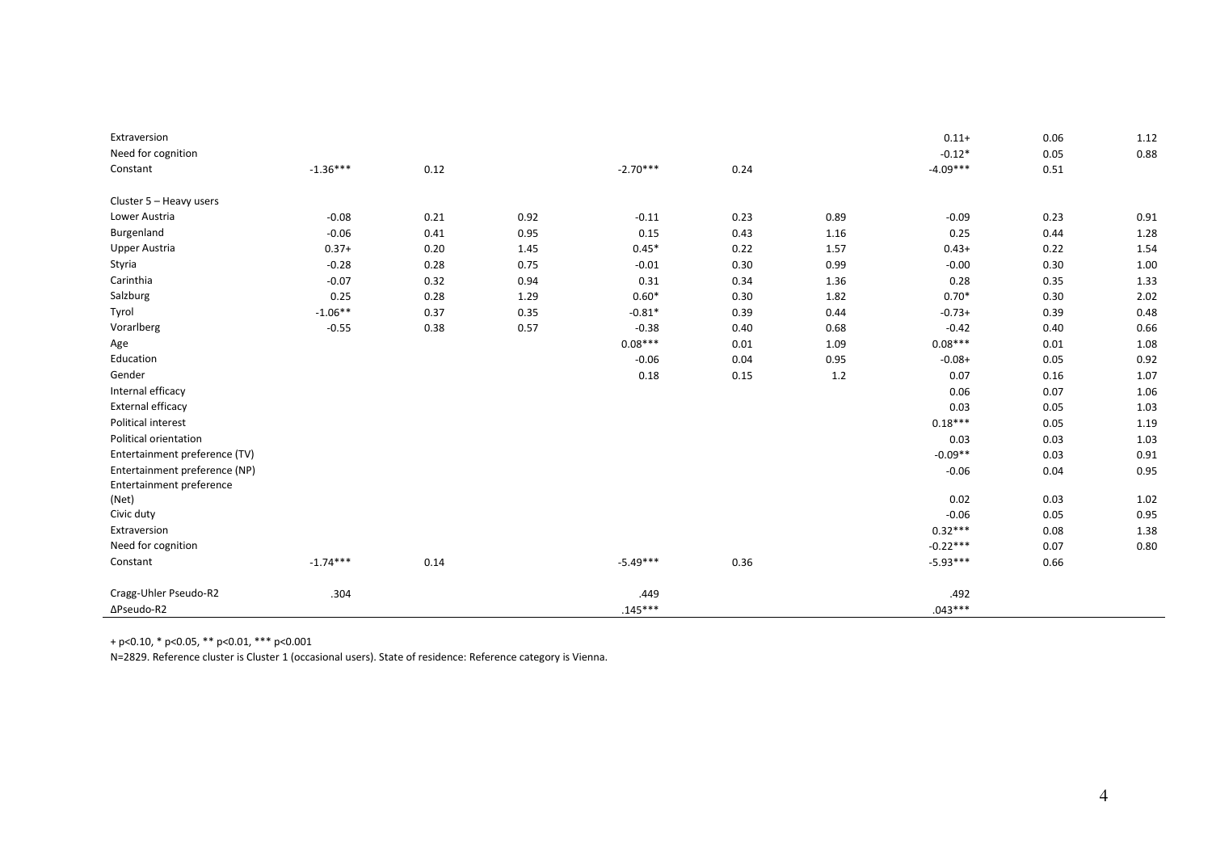|  |  |  |  |  |  |  |  |  |  |
|---|---|---|---|---|---|---|---|---|---|
| Extraversion |  |  |  |  |  |  | 0.11+ | 0.06 | 1.12 |
| Need for cognition |  |  |  |  |  |  | -0.12* | 0.05 | 0.88 |
| Constant | -1.36*** | 0.12 |  | -2.70*** | 0.24 |  | -4.09*** | 0.51 |  |
|  |  |  |  |  |  |  |  |  |  |
| Cluster 5 – Heavy users |  |  |  |  |  |  |  |  |  |
| Lower Austria | -0.08 | 0.21 | 0.92 | -0.11 | 0.23 | 0.89 | -0.09 | 0.23 | 0.91 |
| Burgenland | -0.06 | 0.41 | 0.95 | 0.15 | 0.43 | 1.16 | 0.25 | 0.44 | 1.28 |
| Upper Austria | 0.37+ | 0.20 | 1.45 | 0.45* | 0.22 | 1.57 | 0.43+ | 0.22 | 1.54 |
| Styria | -0.28 | 0.28 | 0.75 | -0.01 | 0.30 | 0.99 | -0.00 | 0.30 | 1.00 |
| Carinthia | -0.07 | 0.32 | 0.94 | 0.31 | 0.34 | 1.36 | 0.28 | 0.35 | 1.33 |
| Salzburg | 0.25 | 0.28 | 1.29 | 0.60* | 0.30 | 1.82 | 0.70* | 0.30 | 2.02 |
| Tyrol | -1.06** | 0.37 | 0.35 | -0.81* | 0.39 | 0.44 | -0.73+ | 0.39 | 0.48 |
| Vorarlberg | -0.55 | 0.38 | 0.57 | -0.38 | 0.40 | 0.68 | -0.42 | 0.40 | 0.66 |
| Age |  |  |  | 0.08*** | 0.01 | 1.09 | 0.08*** | 0.01 | 1.08 |
| Education |  |  |  | -0.06 | 0.04 | 0.95 | -0.08+ | 0.05 | 0.92 |
| Gender |  |  |  | 0.18 | 0.15 | 1.2 | 0.07 | 0.16 | 1.07 |
| Internal efficacy |  |  |  |  |  |  | 0.06 | 0.07 | 1.06 |
| External efficacy |  |  |  |  |  |  | 0.03 | 0.05 | 1.03 |
| Political interest |  |  |  |  |  |  | 0.18*** | 0.05 | 1.19 |
| Political orientation |  |  |  |  |  |  | 0.03 | 0.03 | 1.03 |
| Entertainment preference (TV) |  |  |  |  |  |  | -0.09** | 0.03 | 0.91 |
| Entertainment preference (NP) |  |  |  |  |  |  | -0.06 | 0.04 | 0.95 |
| Entertainment preference (Net) |  |  |  |  |  |  | 0.02 | 0.03 | 1.02 |
| Civic duty |  |  |  |  |  |  | -0.06 | 0.05 | 0.95 |
| Extraversion |  |  |  |  |  |  | 0.32*** | 0.08 | 1.38 |
| Need for cognition |  |  |  |  |  |  | -0.22*** | 0.07 | 0.80 |
| Constant | -1.74*** | 0.14 |  | -5.49*** | 0.36 |  | -5.93*** | 0.66 |  |
|  |  |  |  |  |  |  |  |  |  |
| Cragg-Uhler Pseudo-R2 | .304 |  |  | .449 |  |  | .492 |  |  |
| ΔPseudo-R2 |  |  |  | .145*** |  |  | .043*** |  |  |

+ p<0.10, * p<0.05, ** p<0.01, *** p<0.001

N=2829. Reference cluster is Cluster 1 (occasional users). State of residence: Reference category is Vienna.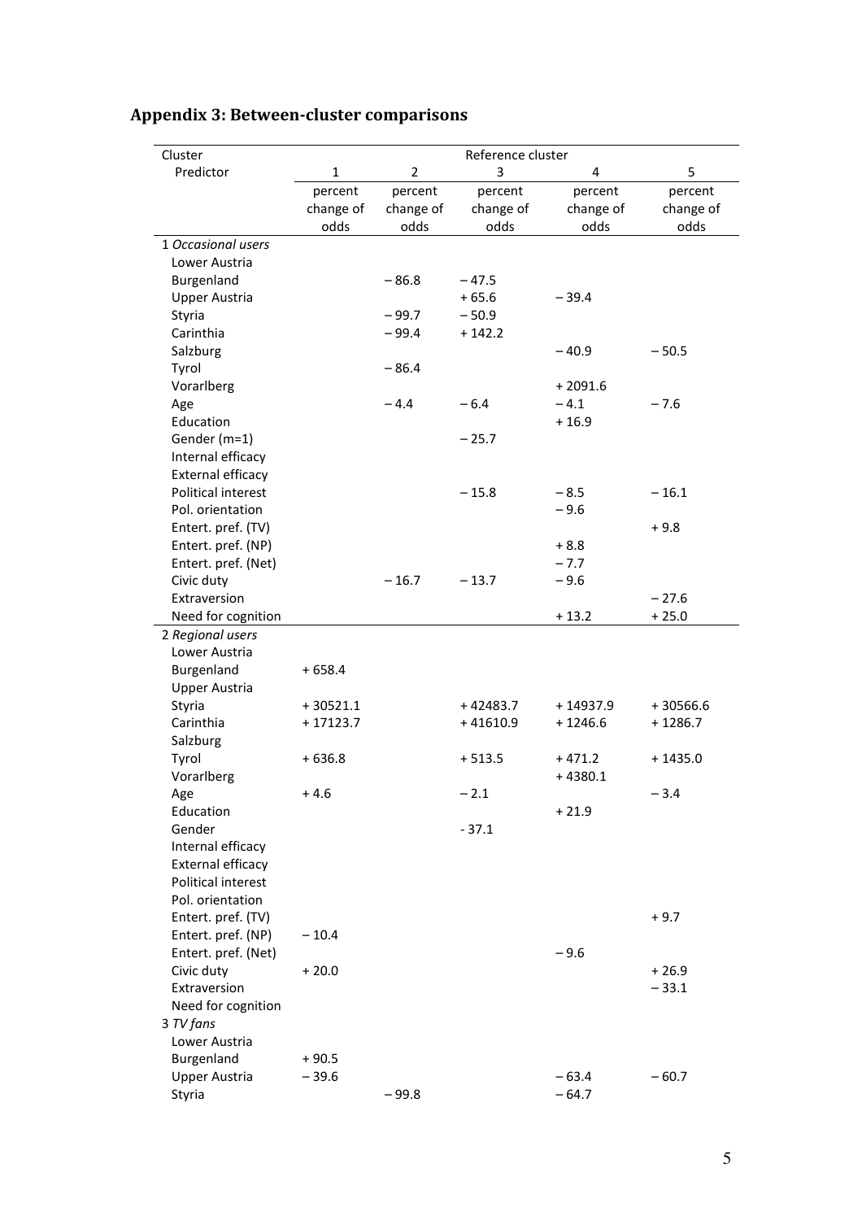## Appendix 3: Between-cluster comparisons

| Cluster<br>Predictor | Reference cluster<br>1 | <br>2 | <br>3 | <br>4 | <br>5 |
|---|---|---|---|---|---|
| | percent change of odds | percent change of odds | percent change of odds | percent change of odds | percent change of odds |
| 1 *Occasional users* | | | | | |
| Lower Austria | | | | | |
| Burgenland | | – 86.8 | – 47.5 | | |
| Upper Austria | | | + 65.6 | – 39.4 | |
| Styria | | – 99.7 | – 50.9 | | |
| Carinthia | | – 99.4 | + 142.2 | | |
| Salzburg | | | | – 40.9 | – 50.5 |
| Tyrol | | – 86.4 | | | |
| Vorarlberg | | | | + 2091.6 | |
| Age | | – 4.4 | – 6.4 | – 4.1 | – 7.6 |
| Education | | | | + 16.9 | |
| Gender (m=1) | | | – 25.7 | | |
| Internal efficacy | | | | | |
| External efficacy | | | | | |
| Political interest | | | – 15.8 | – 8.5 | – 16.1 |
| Pol. orientation | | | | – 9.6 | |
| Entert. pref. (TV) | | | | | + 9.8 |
| Entert. pref. (NP) | | | | + 8.8 | |
| Entert. pref. (Net) | | | | – 7.7 | |
| Civic duty | | – 16.7 | – 13.7 | – 9.6 | |
| Extraversion | | | | | – 27.6 |
| Need for cognition | | | | + 13.2 | + 25.0 |
| 2 *Regional users* | | | | | |
| Lower Austria | | | | | |
| Burgenland | + 658.4 | | | | |
| Upper Austria | | | | | |
| Styria | + 30521.1 | | + 42483.7 | + 14937.9 | + 30566.6 |
| Carinthia | + 17123.7 | | + 41610.9 | + 1246.6 | + 1286.7 |
| Salzburg | | | | | |
| Tyrol | + 636.8 | | + 513.5 | + 471.2 | + 1435.0 |
| Vorarlberg | | | | + 4380.1 | |
| Age | + 4.6 | | – 2.1 | | – 3.4 |
| Education | | | | + 21.9 | |
| Gender | | | - 37.1 | | |
| Internal efficacy | | | | | |
| External efficacy | | | | | |
| Political interest | | | | | |
| Pol. orientation | | | | | |
| Entert. pref. (TV) | | | | | + 9.7 |
| Entert. pref. (NP) | – 10.4 | | | | |
| Entert. pref. (Net) | | | | – 9.6 | |
| Civic duty | + 20.0 | | | | + 26.9 |
| Extraversion | | | | | – 33.1 |
| Need for cognition | | | | | |
| 3 *TV fans* | | | | | |
| Lower Austria | | | | | |
| Burgenland | + 90.5 | | | | |
| Upper Austria | – 39.6 | | | – 63.4 | – 60.7 |
| Styria | | – 99.8 | | – 64.7 | |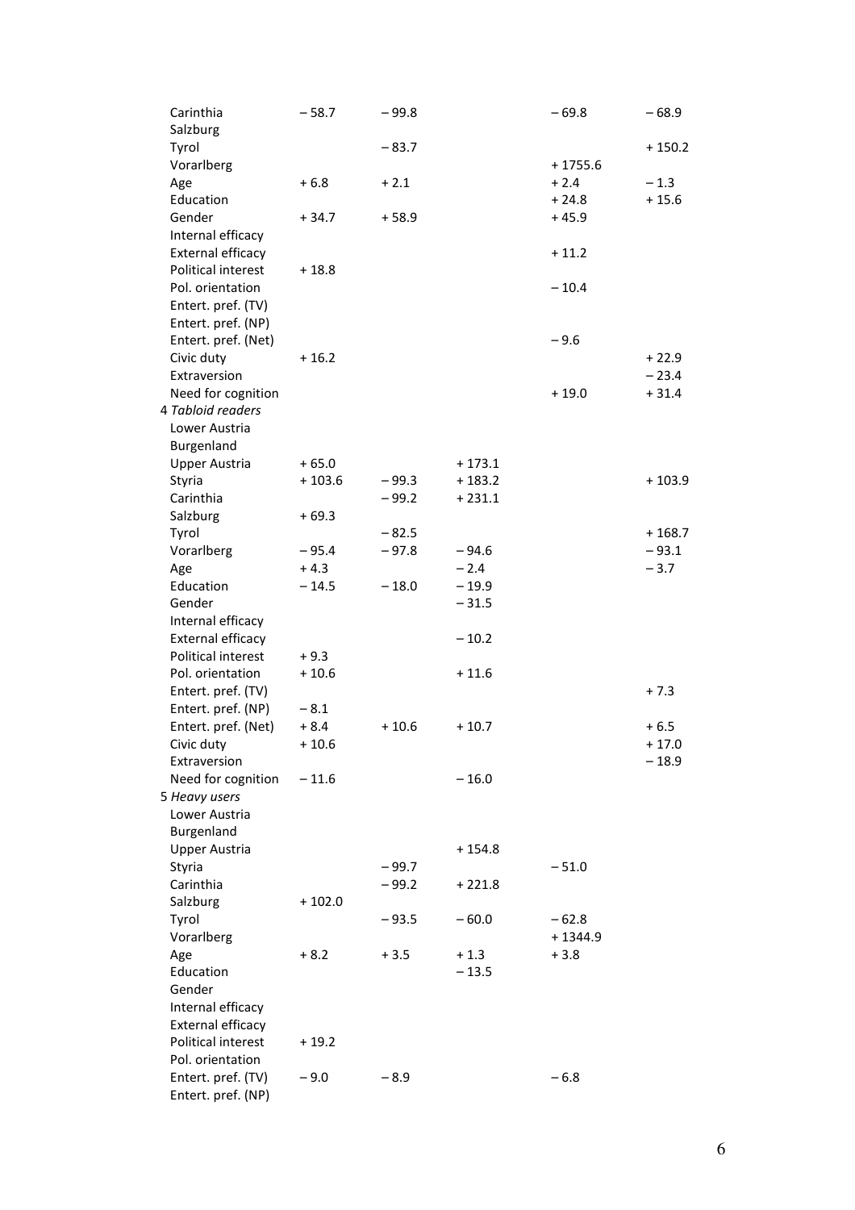| | | | | | |
|---|---|---|---|---|---|
| Carinthia | – 58.7 | – 99.8 | | – 69.8 | – 68.9 |
| Salzburg | | | | | |
| Tyrol | | – 83.7 | | | + 150.2 |
| Vorarlberg | | | | + 1755.6 | |
| Age | + 6.8 | + 2.1 | | + 2.4 | – 1.3 |
| Education | | | | + 24.8 | + 15.6 |
| Gender | + 34.7 | + 58.9 | | + 45.9 | |
| Internal efficacy | | | | | |
| External efficacy | | | | + 11.2 | |
| Political interest | + 18.8 | | | | |
| Pol. orientation | | | | – 10.4 | |
| Entert. pref. (TV) | | | | | |
| Entert. pref. (NP) | | | | | |
| Entert. pref. (Net) | | | | – 9.6 | |
| Civic duty | + 16.2 | | | | + 22.9 |
| Extraversion | | | | | – 23.4 |
| Need for cognition | | | | + 19.0 | + 31.4 |
| 4 *Tabloid readers* | | | | | |
| Lower Austria | | | | | |
| Burgenland | | | | | |
| Upper Austria | + 65.0 | | + 173.1 | | |
| Styria | + 103.6 | – 99.3 | + 183.2 | | + 103.9 |
| Carinthia | | – 99.2 | + 231.1 | | |
| Salzburg | + 69.3 | | | | |
| Tyrol | | – 82.5 | | | + 168.7 |
| Vorarlberg | – 95.4 | – 97.8 | – 94.6 | | – 93.1 |
| Age | + 4.3 | | – 2.4 | | – 3.7 |
| Education | – 14.5 | – 18.0 | – 19.9 | | |
| Gender | | | – 31.5 | | |
| Internal efficacy | | | | | |
| External efficacy | | | – 10.2 | | |
| Political interest | + 9.3 | | | | |
| Pol. orientation | + 10.6 | | + 11.6 | | |
| Entert. pref. (TV) | | | | | + 7.3 |
| Entert. pref. (NP) | – 8.1 | | | | |
| Entert. pref. (Net) | + 8.4 | + 10.6 | + 10.7 | | + 6.5 |
| Civic duty | + 10.6 | | | | + 17.0 |
| Extraversion | | | | | – 18.9 |
| Need for cognition | – 11.6 | | – 16.0 | | |
| 5 *Heavy users* | | | | | |
| Lower Austria | | | | | |
| Burgenland | | | | | |
| Upper Austria | | | + 154.8 | | |
| Styria | | – 99.7 | | – 51.0 | |
| Carinthia | | – 99.2 | + 221.8 | | |
| Salzburg | + 102.0 | | | | |
| Tyrol | | – 93.5 | – 60.0 | – 62.8 | |
| Vorarlberg | | | | + 1344.9 | |
| Age | + 8.2 | + 3.5 | + 1.3 | + 3.8 | |
| Education | | | – 13.5 | | |
| Gender | | | | | |
| Internal efficacy | | | | | |
| External efficacy | | | | | |
| Political interest | + 19.2 | | | | |
| Pol. orientation | | | | | |
| Entert. pref. (TV) | – 9.0 | – 8.9 | | – 6.8 | |
| Entert. pref. (NP) | | | | | |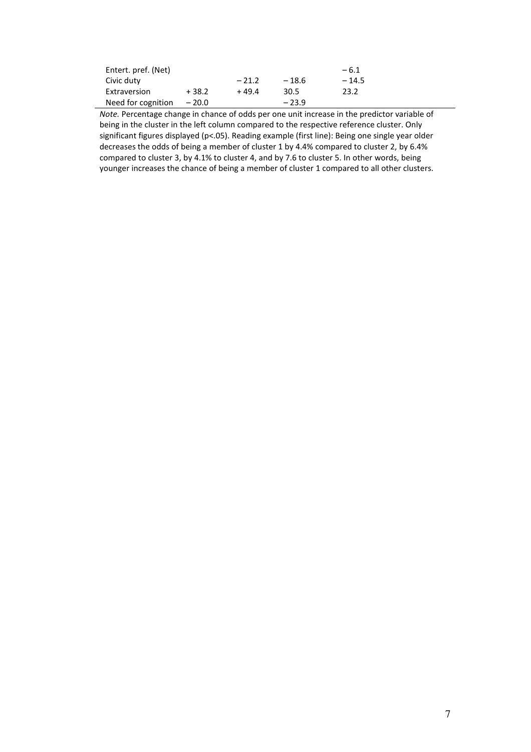| | | | | |
|---|---|---|---|---|
| Entert. pref. (Net) | | | | – 6.1 |
| Civic duty | | – 21.2 | – 18.6 | – 14.5 |
| Extraversion | + 38.2 | + 49.4 | 30.5 | 23.2 |
| Need for cognition | – 20.0 | | – 23.9 | |

*Note.* Percentage change in chance of odds per one unit increase in the predictor variable of being in the cluster in the left column compared to the respective reference cluster. Only significant figures displayed ($p<.05$). Reading example (first line): Being one single year older decreases the odds of being a member of cluster 1 by 4.4% compared to cluster 2, by 6.4% compared to cluster 3, by 4.1% to cluster 4, and by 7.6 to cluster 5. In other words, being younger increases the chance of being a member of cluster 1 compared to all other clusters.